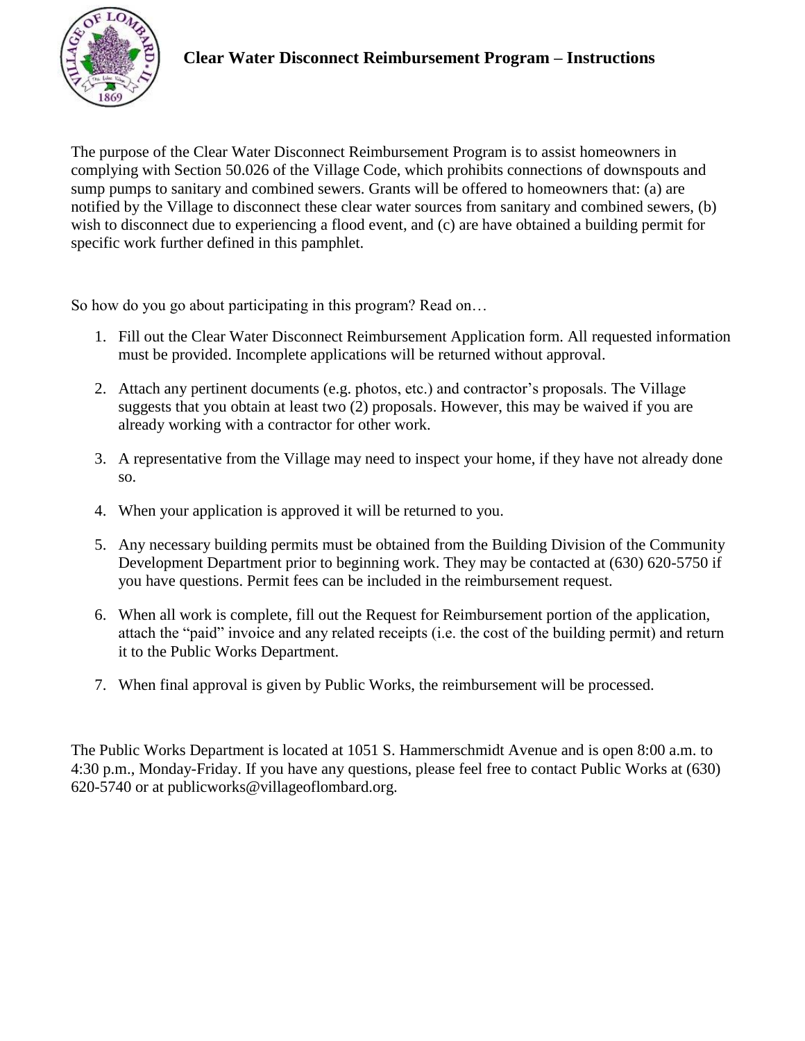# Clear Water Disconnect Reimbursement Program – Instructions

The purpose of the Clear Water Disconnect Reimbursement Program is to assist homeowners in complying with Section 50.026 of the Village Code, which prohibits connections of downspouts and sump pumps to sanitary and combined sewers. Grants will be offered to homeowners that: (a) are notified by the Village to disconnect these clear water sources from sanitary and combined sewers, (b) wish to disconnect due to experiencing a flood event, and (c) are have obtained a building permit for specific work further defined in this pamphlet.

So how do you go about participating in this program? Read on…

1. Fill out the Clear Water Disconnect Reimbursement Application form. All requested information must be provided. Incomplete applications will be returned without approval.
2. Attach any pertinent documents (e.g. photos, etc.) and contractor's proposals. The Village suggests that you obtain at least two (2) proposals. However, this may be waived if you are already working with a contractor for other work.
3. A representative from the Village may need to inspect your home, if they have not already done so.
4. When your application is approved it will be returned to you.
5. Any necessary building permits must be obtained from the Building Division of the Community Development Department prior to beginning work. They may be contacted at (630) 620-5750 if you have questions. Permit fees can be included in the reimbursement request.
6. When all work is complete, fill out the Request for Reimbursement portion of the application, attach the "paid" invoice and any related receipts (i.e. the cost of the building permit) and return it to the Public Works Department.
7. When final approval is given by Public Works, the reimbursement will be processed.

The Public Works Department is located at 1051 S. Hammerschmidt Avenue and is open 8:00 a.m. to 4:30 p.m., Monday-Friday. If you have any questions, please feel free to contact Public Works at (630) 620-5740 or at publicworks@villageoflombard.org.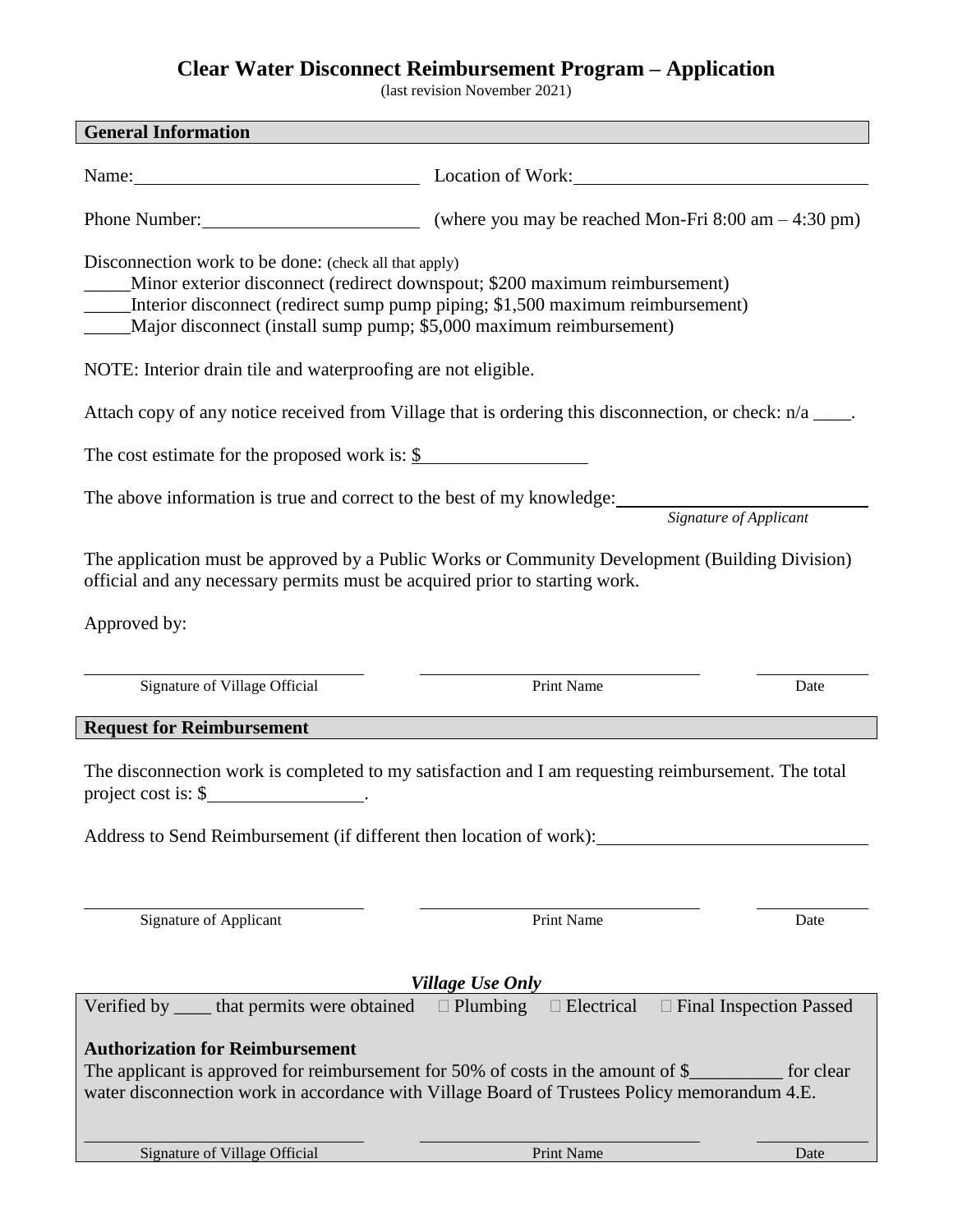# Clear Water Disconnect Reimbursement Program – Application

(last revision November 2021)

## General Information

Name:______________________________ Location of Work:______________________________

Phone Number:______________________ (where you may be reached Mon-Fri 8:00 am – 4:30 pm)

Disconnection work to be done: (check all that apply)

_____Minor exterior disconnect (redirect downspout; $200 maximum reimbursement)
_____Interior disconnect (redirect sump pump piping; $1,500 maximum reimbursement)
_____Major disconnect (install sump pump; $5,000 maximum reimbursement)

NOTE: Interior drain tile and waterproofing are not eligible.

Attach copy of any notice received from Village that is ordering this disconnection, or check: n/a ____.

The cost estimate for the proposed work is: $__________________

The above information is true and correct to the best of my knowledge:__________________________
*Signature of Applicant*

The application must be approved by a Public Works or Community Development (Building Division) official and any necessary permits must be acquired prior to starting work.

Approved by:

| Signature of Village Official | Print Name | Date |
|---|---|---|

## Request for Reimbursement

The disconnection work is completed to my satisfaction and I am requesting reimbursement. The total project cost is: $_________________.

Address to Send Reimbursement (if different then location of work):____________________________

| Signature of Applicant | Print Name | Date |
|---|---|---|

***Village Use Only***

Verified by ____ that permits were obtained ☐ Plumbing ☐ Electrical ☐ Final Inspection Passed

**Authorization for Reimbursement**

The applicant is approved for reimbursement for 50% of costs in the amount of $__________ for clear water disconnection work in accordance with Village Board of Trustees Policy memorandum 4.E.

| Signature of Village Official | Print Name | Date |
|---|---|---|